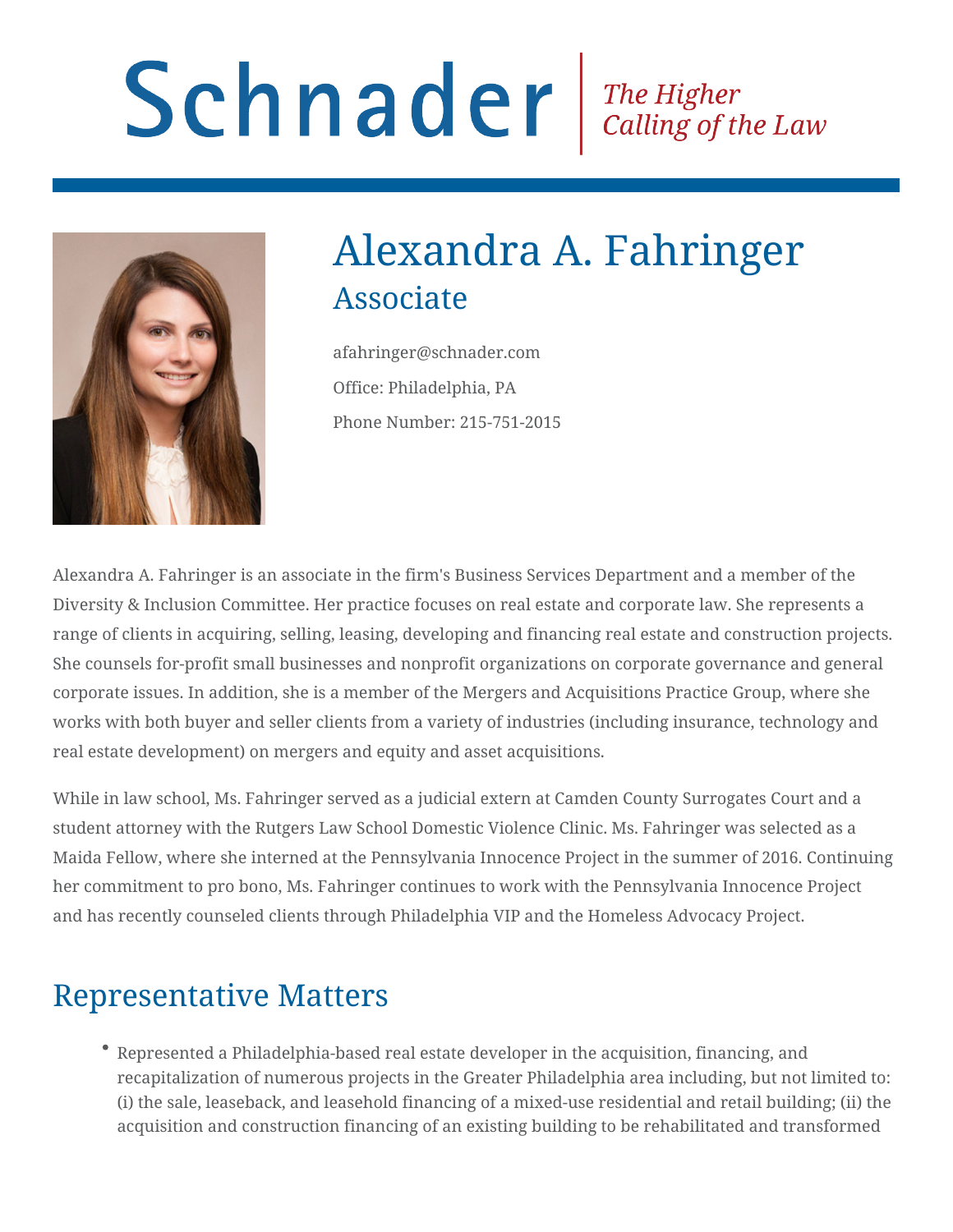Schnader | *The Higher Calling of the Law*

# Alexandra A. Fahringer

## Associate

afahringer@schnader.com

Office: Philadelphia, PA

Phone Number: 215-751-2015

Alexandra A. Fahringer is an associate in the firm's Business Services Department and a member of the Diversity & Inclusion Committee. Her practice focuses on real estate and corporate law. She represents a range of clients in acquiring, selling, leasing, developing and financing real estate and construction projects. She counsels for-profit small businesses and nonprofit organizations on corporate governance and general corporate issues. In addition, she is a member of the Mergers and Acquisitions Practice Group, where she works with both buyer and seller clients from a variety of industries (including insurance, technology and real estate development) on mergers and equity and asset acquisitions.

While in law school, Ms. Fahringer served as a judicial extern at Camden County Surrogates Court and a student attorney with the Rutgers Law School Domestic Violence Clinic. Ms. Fahringer was selected as a Maida Fellow, where she interned at the Pennsylvania Innocence Project in the summer of 2016. Continuing her commitment to pro bono, Ms. Fahringer continues to work with the Pennsylvania Innocence Project and has recently counseled clients through Philadelphia VIP and the Homeless Advocacy Project.

## Representative Matters

- Represented a Philadelphia-based real estate developer in the acquisition, financing, and recapitalization of numerous projects in the Greater Philadelphia area including, but not limited to: (i) the sale, leaseback, and leasehold financing of a mixed-use residential and retail building; (ii) the acquisition and construction financing of an existing building to be rehabilitated and transformed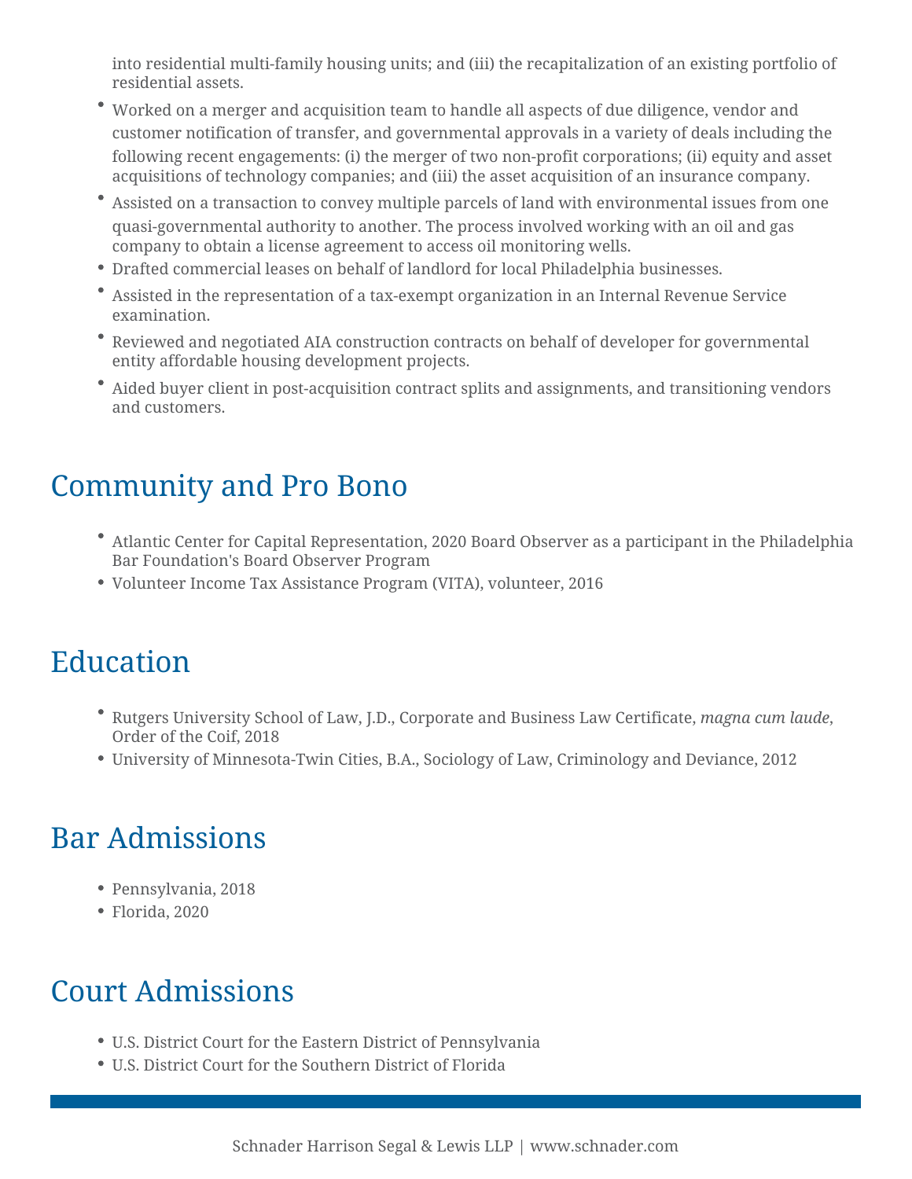into residential multi-family housing units; and (iii) the recapitalization of an existing portfolio of residential assets.

- Worked on a merger and acquisition team to handle all aspects of due diligence, vendor and customer notification of transfer, and governmental approvals in a variety of deals including the following recent engagements: (i) the merger of two non-profit corporations; (ii) equity and asset acquisitions of technology companies; and (iii) the asset acquisition of an insurance company.
- Assisted on a transaction to convey multiple parcels of land with environmental issues from one quasi-governmental authority to another. The process involved working with an oil and gas company to obtain a license agreement to access oil monitoring wells.
- Drafted commercial leases on behalf of landlord for local Philadelphia businesses.
- Assisted in the representation of a tax-exempt organization in an Internal Revenue Service examination.
- Reviewed and negotiated AIA construction contracts on behalf of developer for governmental entity affordable housing development projects.
- Aided buyer client in post-acquisition contract splits and assignments, and transitioning vendors and customers.

## Community and Pro Bono

- Atlantic Center for Capital Representation, 2020 Board Observer as a participant in the Philadelphia Bar Foundation's Board Observer Program
- Volunteer Income Tax Assistance Program (VITA), volunteer, 2016

## Education

- Rutgers University School of Law, J.D., Corporate and Business Law Certificate, *magna cum laude*, Order of the Coif, 2018
- University of Minnesota-Twin Cities, B.A., Sociology of Law, Criminology and Deviance, 2012

## Bar Admissions

- Pennsylvania, 2018
- Florida, 2020

## Court Admissions

- U.S. District Court for the Eastern District of Pennsylvania
- U.S. District Court for the Southern District of Florida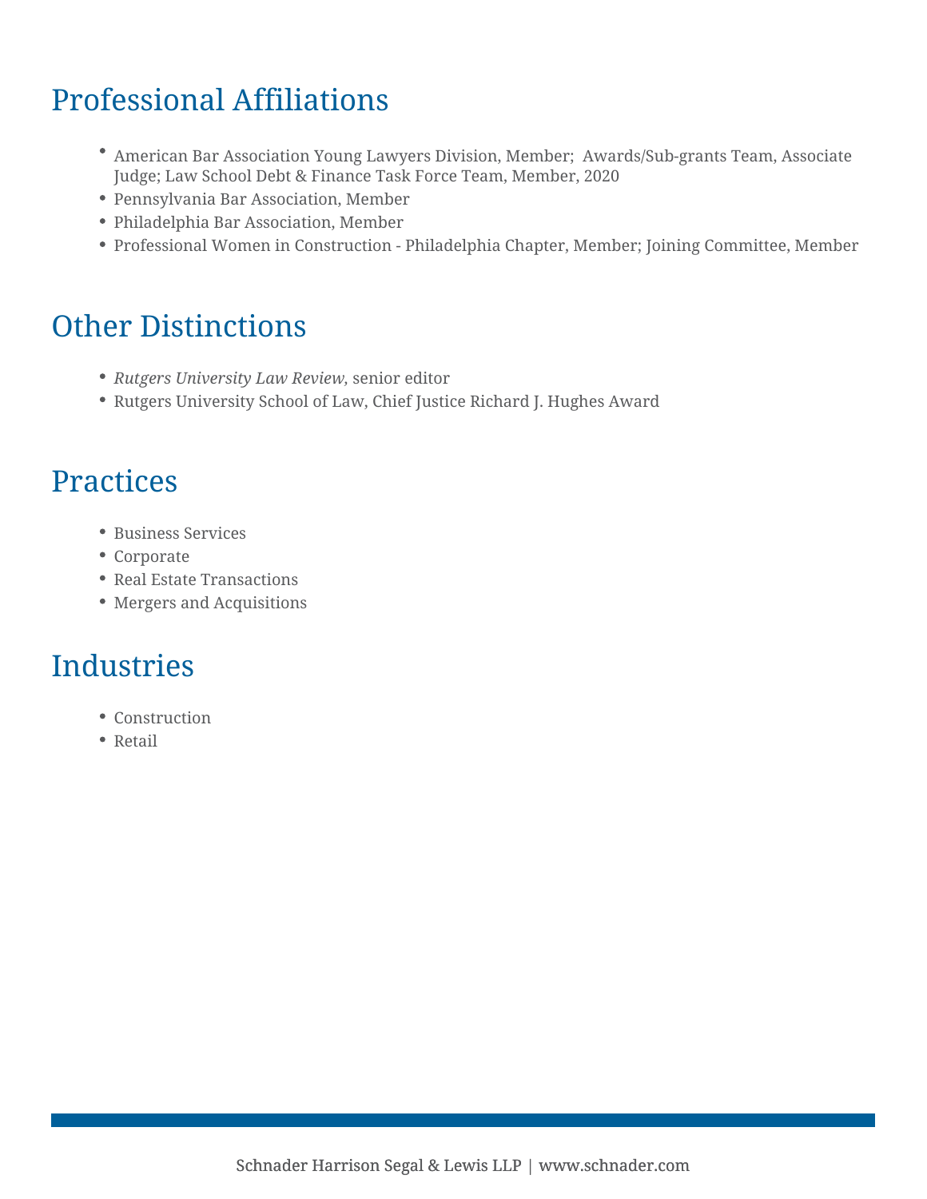## Professional Affiliations

- American Bar Association Young Lawyers Division, Member;  Awards/Sub-grants Team, Associate Judge; Law School Debt & Finance Task Force Team, Member, 2020
- Pennsylvania Bar Association, Member
- Philadelphia Bar Association, Member
- Professional Women in Construction - Philadelphia Chapter, Member; Joining Committee, Member

## Other Distinctions

- *Rutgers University Law Review,* senior editor
- Rutgers University School of Law, Chief Justice Richard J. Hughes Award

## Practices

- Business Services
- Corporate
- Real Estate Transactions
- Mergers and Acquisitions

## Industries

- Construction
- Retail

Schnader Harrison Segal & Lewis LLP | www.schnader.com